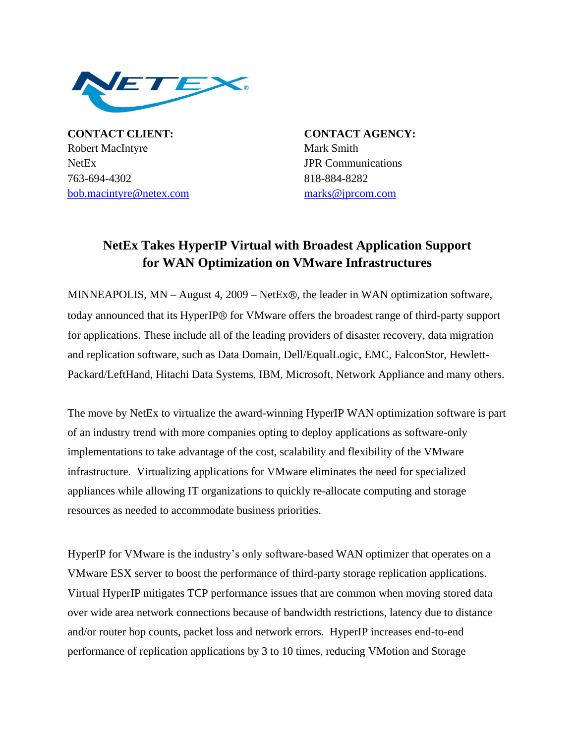**CONTACT CLIENT:**
Robert MacIntyre
NetEx
763-694-4302
bob.macintyre@netex.com

**CONTACT AGENCY:**
Mark Smith
JPR Communications
818-884-8282
marks@jprcom.com

## NetEx Takes HyperIP Virtual with Broadest Application Support for WAN Optimization on VMware Infrastructures

MINNEAPOLIS, MN – August 4, 2009 – NetEx®, the leader in WAN optimization software, today announced that its HyperIP® for VMware offers the broadest range of third-party support for applications. These include all of the leading providers of disaster recovery, data migration and replication software, such as Data Domain, Dell/EqualLogic, EMC, FalconStor, Hewlett-Packard/LeftHand, Hitachi Data Systems, IBM, Microsoft, Network Appliance and many others.

The move by NetEx to virtualize the award-winning HyperIP WAN optimization software is part of an industry trend with more companies opting to deploy applications as software-only implementations to take advantage of the cost, scalability and flexibility of the VMware infrastructure. Virtualizing applications for VMware eliminates the need for specialized appliances while allowing IT organizations to quickly re-allocate computing and storage resources as needed to accommodate business priorities.

HyperIP for VMware is the industry's only software-based WAN optimizer that operates on a VMware ESX server to boost the performance of third-party storage replication applications. Virtual HyperIP mitigates TCP performance issues that are common when moving stored data over wide area network connections because of bandwidth restrictions, latency due to distance and/or router hop counts, packet loss and network errors. HyperIP increases end-to-end performance of replication applications by 3 to 10 times, reducing VMotion and Storage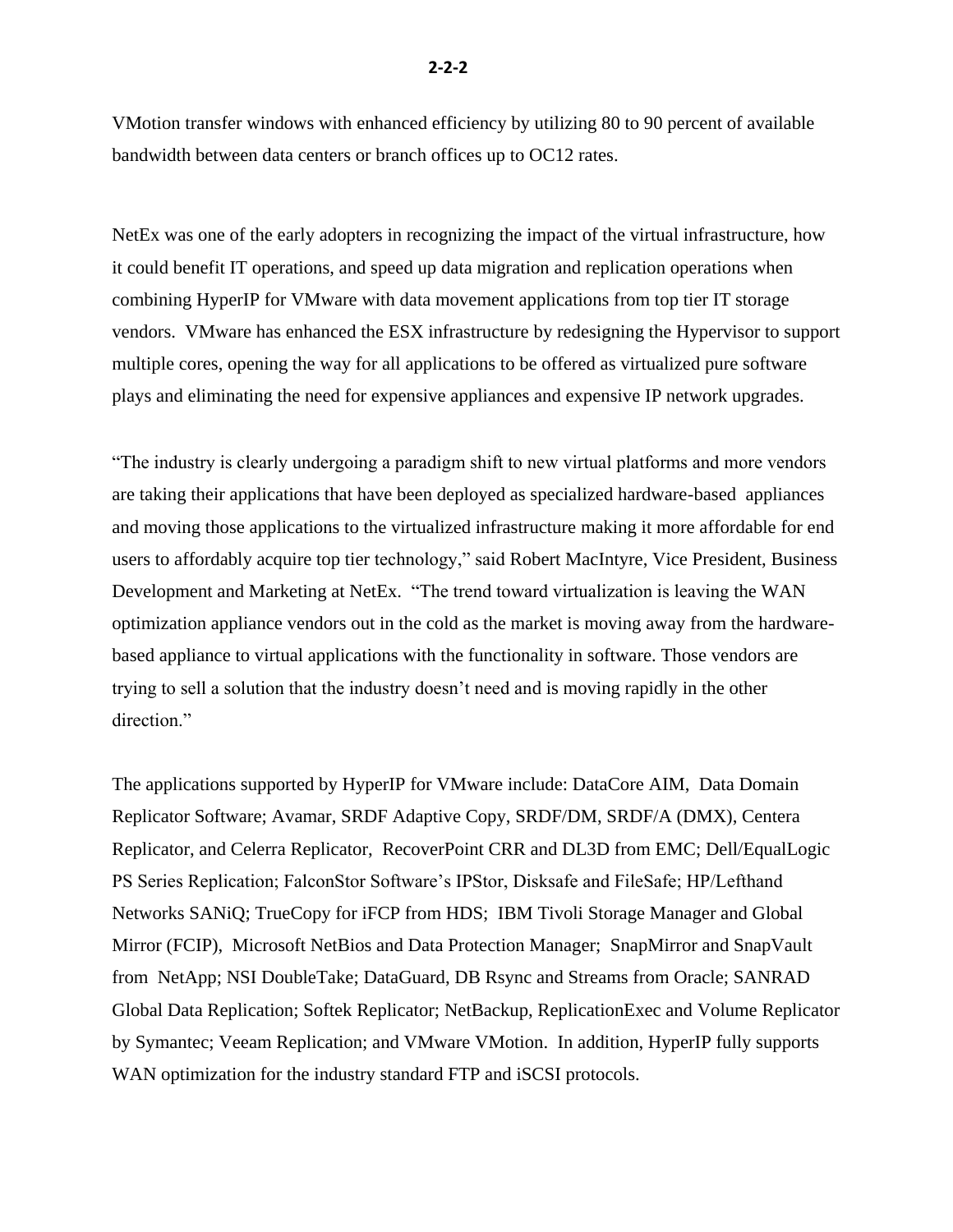VMotion transfer windows with enhanced efficiency by utilizing 80 to 90 percent of available bandwidth between data centers or branch offices up to OC12 rates.

NetEx was one of the early adopters in recognizing the impact of the virtual infrastructure, how it could benefit IT operations, and speed up data migration and replication operations when combining HyperIP for VMware with data movement applications from top tier IT storage vendors. VMware has enhanced the ESX infrastructure by redesigning the Hypervisor to support multiple cores, opening the way for all applications to be offered as virtualized pure software plays and eliminating the need for expensive appliances and expensive IP network upgrades.

"The industry is clearly undergoing a paradigm shift to new virtual platforms and more vendors are taking their applications that have been deployed as specialized hardware-based appliances and moving those applications to the virtualized infrastructure making it more affordable for end users to affordably acquire top tier technology," said Robert MacIntyre, Vice President, Business Development and Marketing at NetEx. "The trend toward virtualization is leaving the WAN optimization appliance vendors out in the cold as the market is moving away from the hardware-based appliance to virtual applications with the functionality in software. Those vendors are trying to sell a solution that the industry doesn't need and is moving rapidly in the other direction."

The applications supported by HyperIP for VMware include: DataCore AIM, Data Domain Replicator Software; Avamar, SRDF Adaptive Copy, SRDF/DM, SRDF/A (DMX), Centera Replicator, and Celerra Replicator, RecoverPoint CRR and DL3D from EMC; Dell/EqualLogic PS Series Replication; FalconStor Software's IPStor, Disksafe and FileSafe; HP/Lefthand Networks SANiQ; TrueCopy for iFCP from HDS; IBM Tivoli Storage Manager and Global Mirror (FCIP), Microsoft NetBios and Data Protection Manager; SnapMirror and SnapVault from NetApp; NSI DoubleTake; DataGuard, DB Rsync and Streams from Oracle; SANRAD Global Data Replication; Softek Replicator; NetBackup, ReplicationExec and Volume Replicator by Symantec; Veeam Replication; and VMware VMotion. In addition, HyperIP fully supports WAN optimization for the industry standard FTP and iSCSI protocols.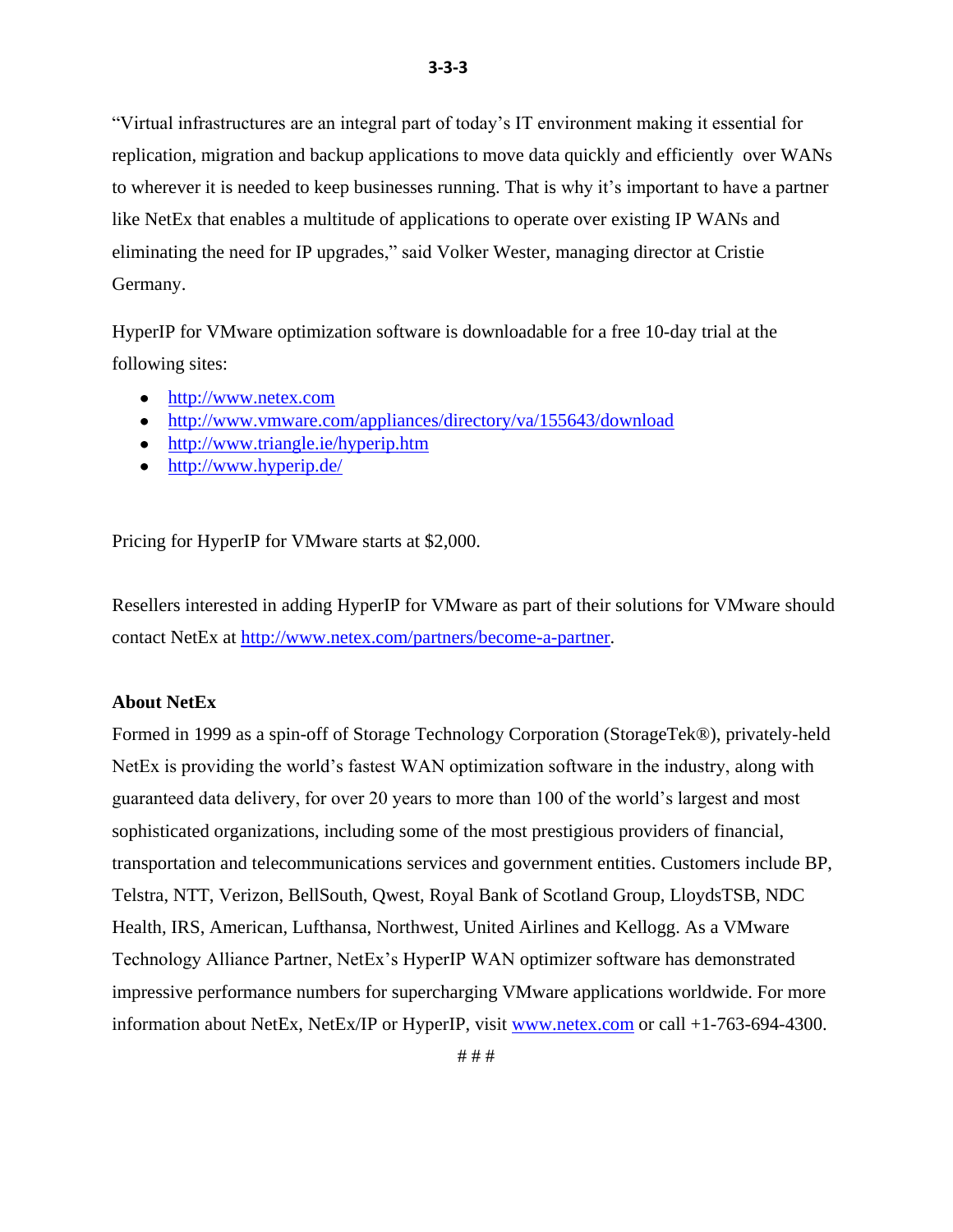"Virtual infrastructures are an integral part of today's IT environment making it essential for replication, migration and backup applications to move data quickly and efficiently over WANs to wherever it is needed to keep businesses running. That is why it's important to have a partner like NetEx that enables a multitude of applications to operate over existing IP WANs and eliminating the need for IP upgrades," said Volker Wester, managing director at Cristie Germany.

HyperIP for VMware optimization software is downloadable for a free 10-day trial at the following sites:

- http://www.netex.com
- http://www.vmware.com/appliances/directory/va/155643/download
- http://www.triangle.ie/hyperip.htm
- http://www.hyperip.de/

Pricing for HyperIP for VMware starts at $2,000.

Resellers interested in adding HyperIP for VMware as part of their solutions for VMware should contact NetEx at http://www.netex.com/partners/become-a-partner.

**About NetEx**

Formed in 1999 as a spin-off of Storage Technology Corporation (StorageTek®), privately-held NetEx is providing the world's fastest WAN optimization software in the industry, along with guaranteed data delivery, for over 20 years to more than 100 of the world's largest and most sophisticated organizations, including some of the most prestigious providers of financial, transportation and telecommunications services and government entities. Customers include BP, Telstra, NTT, Verizon, BellSouth, Qwest, Royal Bank of Scotland Group, LloydsTSB, NDC Health, IRS, American, Lufthansa, Northwest, United Airlines and Kellogg. As a VMware Technology Alliance Partner, NetEx's HyperIP WAN optimizer software has demonstrated impressive performance numbers for supercharging VMware applications worldwide. For more information about NetEx, NetEx/IP or HyperIP, visit www.netex.com or call +1-763-694-4300.

# # #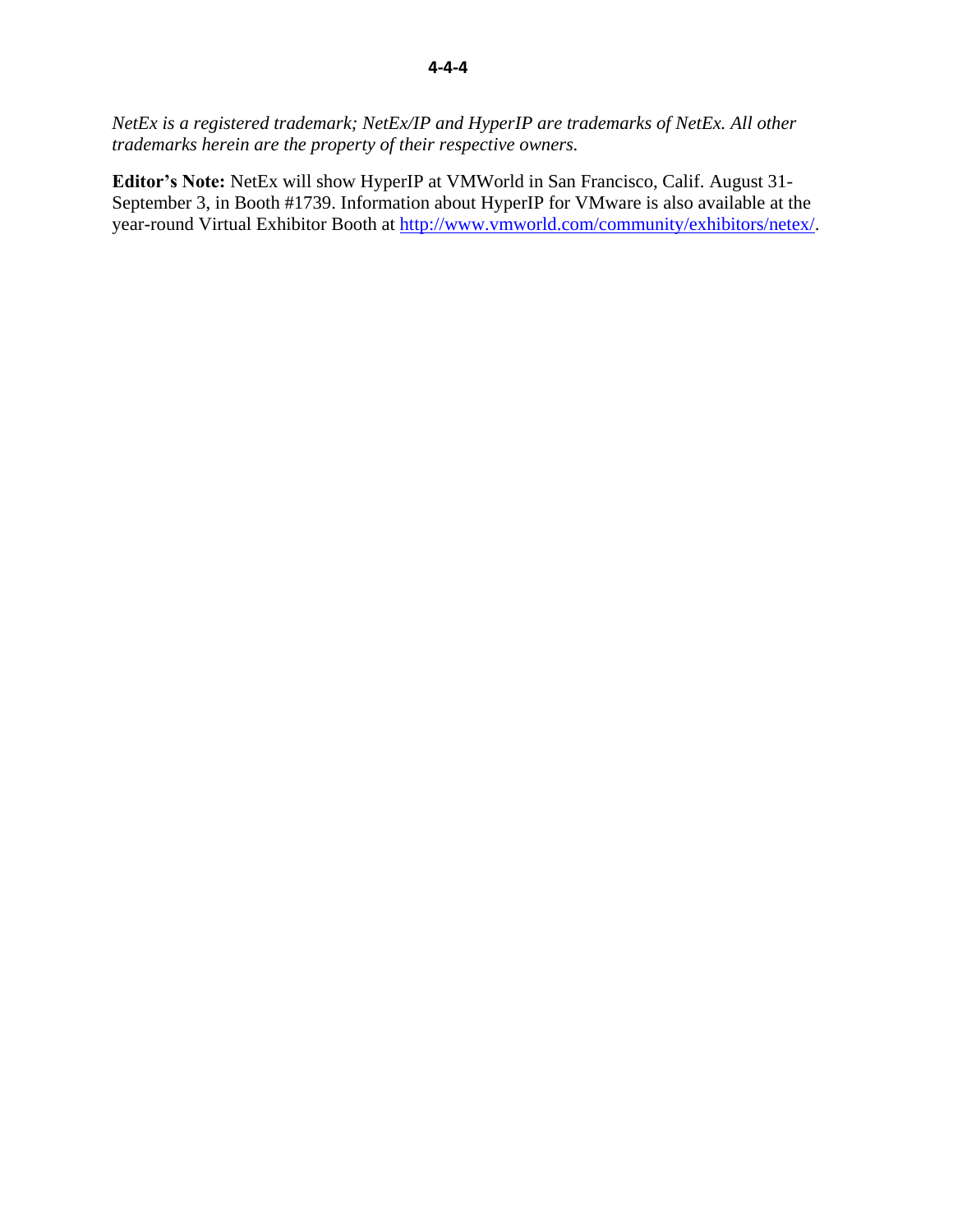*NetEx is a registered trademark; NetEx/IP and HyperIP are trademarks of NetEx. All other trademarks herein are the property of their respective owners.*

**Editor's Note:** NetEx will show HyperIP at VMWorld in San Francisco, Calif. August 31-September 3, in Booth #1739. Information about HyperIP for VMware is also available at the year-round Virtual Exhibitor Booth at http://www.vmworld.com/community/exhibitors/netex/.